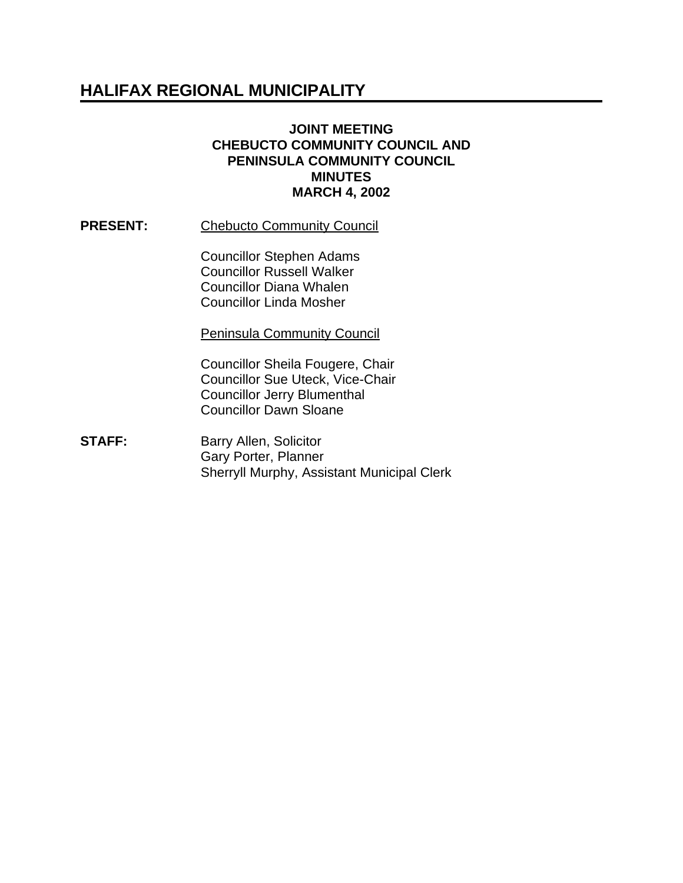# HALIFAX REGIONAL MUNICIPALITY

**JOINT MEETING**
**CHEBUCTO COMMUNITY COUNCIL AND**
**PENINSULA COMMUNITY COUNCIL**
**MINUTES**
**MARCH 4, 2002**

**PRESENT:** Chebucto Community Council

Councillor Stephen Adams
Councillor Russell Walker
Councillor Diana Whalen
Councillor Linda Mosher

Peninsula Community Council

Councillor Sheila Fougere, Chair
Councillor Sue Uteck, Vice-Chair
Councillor Jerry Blumenthal
Councillor Dawn Sloane

**STAFF:** Barry Allen, Solicitor
Gary Porter, Planner
Sherryll Murphy, Assistant Municipal Clerk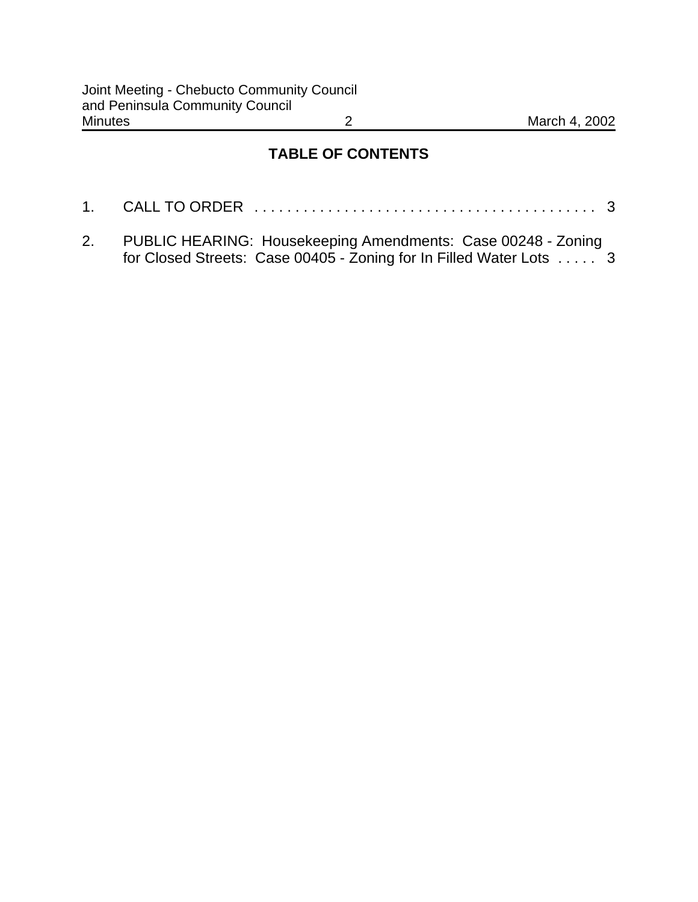## TABLE OF CONTENTS

1. CALL TO ORDER . . . . . . . . . . . . . . . . . . . . . . . . . . . . . . . . . . . . . . . . . . 3

2. PUBLIC HEARING: Housekeeping Amendments: Case 00248 - Zoning for Closed Streets: Case 00405 - Zoning for In Filled Water Lots . . . . . 3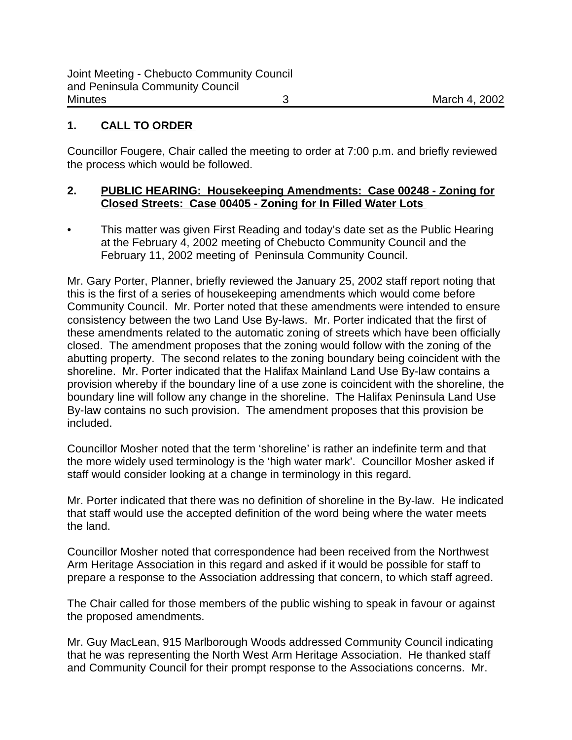## 1. CALL TO ORDER

Councillor Fougere, Chair called the meeting to order at 7:00 p.m. and briefly reviewed the process which would be followed.

## 2. PUBLIC HEARING: Housekeeping Amendments: Case 00248 - Zoning for Closed Streets: Case 00405 - Zoning for In Filled Water Lots

- This matter was given First Reading and today's date set as the Public Hearing at the February 4, 2002 meeting of Chebucto Community Council and the February 11, 2002 meeting of Peninsula Community Council.

Mr. Gary Porter, Planner, briefly reviewed the January 25, 2002 staff report noting that this is the first of a series of housekeeping amendments which would come before Community Council. Mr. Porter noted that these amendments were intended to ensure consistency between the two Land Use By-laws. Mr. Porter indicated that the first of these amendments related to the automatic zoning of streets which have been officially closed. The amendment proposes that the zoning would follow with the zoning of the abutting property. The second relates to the zoning boundary being coincident with the shoreline. Mr. Porter indicated that the Halifax Mainland Land Use By-law contains a provision whereby if the boundary line of a use zone is coincident with the shoreline, the boundary line will follow any change in the shoreline. The Halifax Peninsula Land Use By-law contains no such provision. The amendment proposes that this provision be included.

Councillor Mosher noted that the term 'shoreline' is rather an indefinite term and that the more widely used terminology is the 'high water mark'. Councillor Mosher asked if staff would consider looking at a change in terminology in this regard.

Mr. Porter indicated that there was no definition of shoreline in the By-law. He indicated that staff would use the accepted definition of the word being where the water meets the land.

Councillor Mosher noted that correspondence had been received from the Northwest Arm Heritage Association in this regard and asked if it would be possible for staff to prepare a response to the Association addressing that concern, to which staff agreed.

The Chair called for those members of the public wishing to speak in favour or against the proposed amendments.

Mr. Guy MacLean, 915 Marlborough Woods addressed Community Council indicating that he was representing the North West Arm Heritage Association. He thanked staff and Community Council for their prompt response to the Associations concerns. Mr.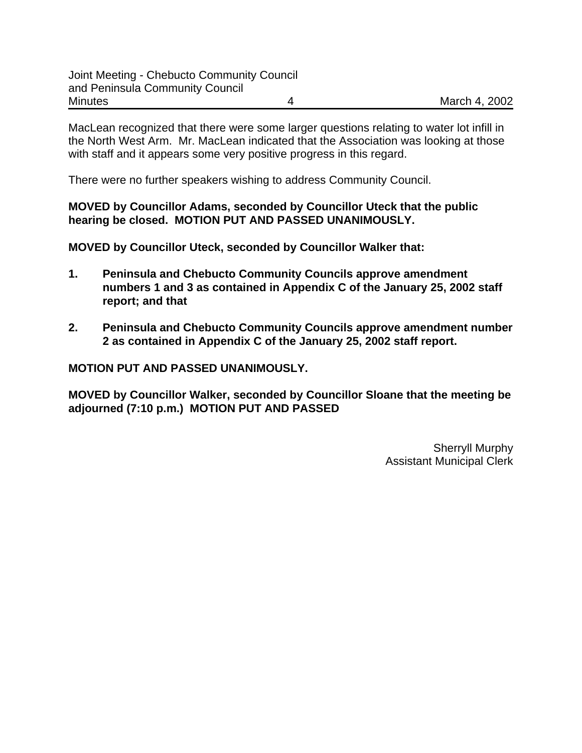MacLean recognized that there were some larger questions relating to water lot infill in the North West Arm. Mr. MacLean indicated that the Association was looking at those with staff and it appears some very positive progress in this regard.

There were no further speakers wishing to address Community Council.

**MOVED by Councillor Adams, seconded by Councillor Uteck that the public hearing be closed. MOTION PUT AND PASSED UNANIMOUSLY.**

**MOVED by Councillor Uteck, seconded by Councillor Walker that:**

1. **Peninsula and Chebucto Community Councils approve amendment numbers 1 and 3 as contained in Appendix C of the January 25, 2002 staff report; and that**

2. **Peninsula and Chebucto Community Councils approve amendment number 2 as contained in Appendix C of the January 25, 2002 staff report.**

**MOTION PUT AND PASSED UNANIMOUSLY.**

**MOVED by Councillor Walker, seconded by Councillor Sloane that the meeting be adjourned (7:10 p.m.) MOTION PUT AND PASSED**

Sherryll Murphy
Assistant Municipal Clerk